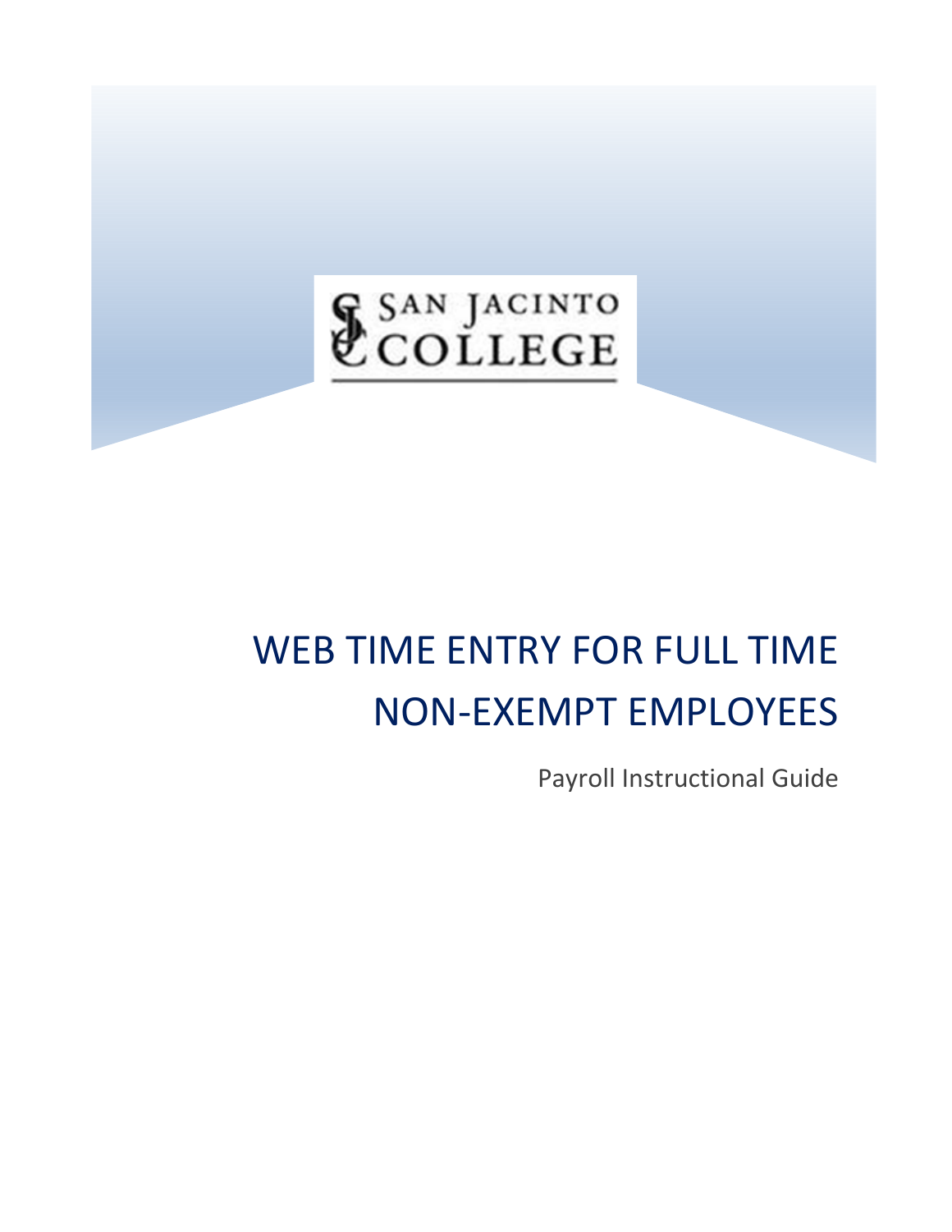SAN JACINTO COLLEGE

# WEB TIME ENTRY FOR FULL TIME NON-EXEMPT EMPLOYEES

Payroll Instructional Guide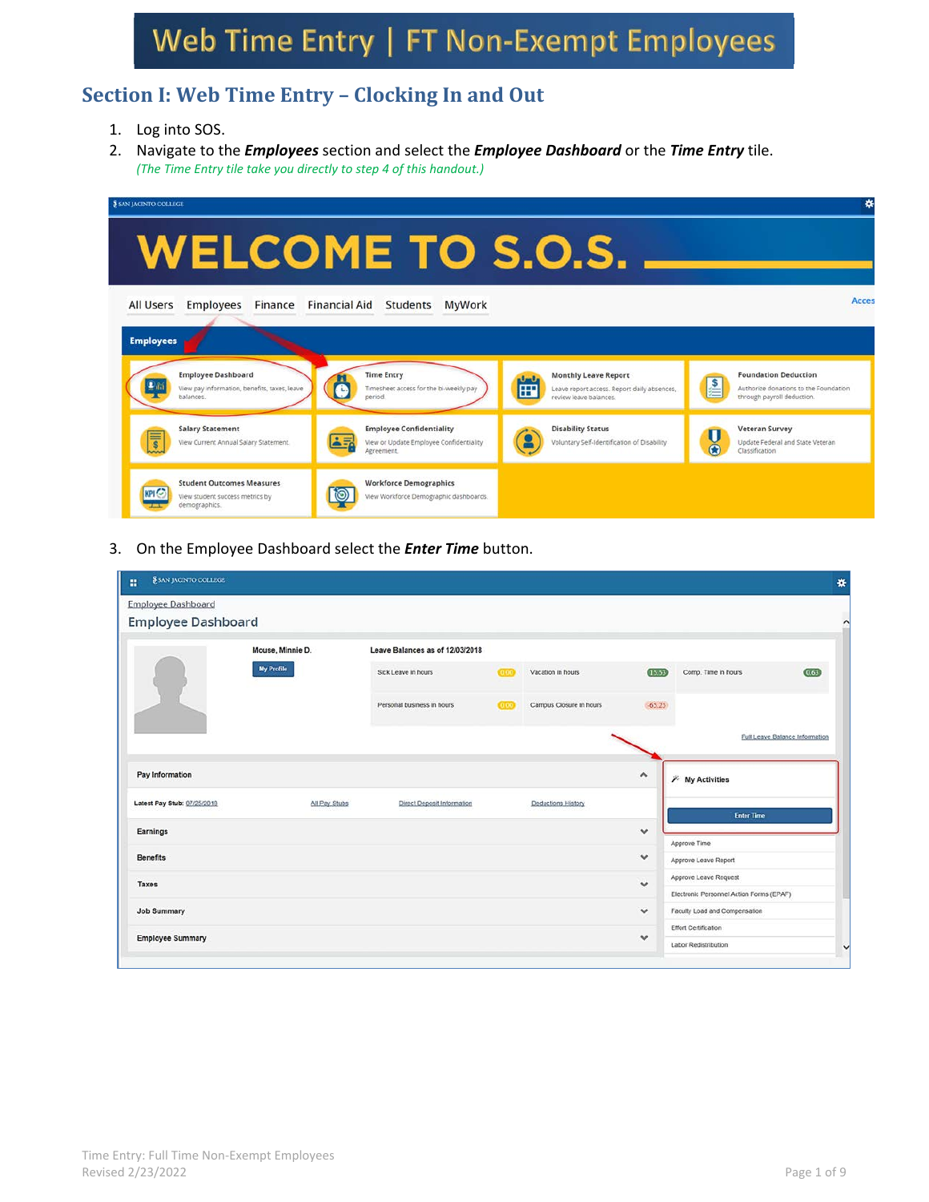# Web Time Entry | FT Non-Exempt Employees

## Section I: Web Time Entry – Clocking In and Out

1. Log into SOS.
2. Navigate to the ***Employees*** section and select the ***Employee Dashboard*** or the ***Time Entry*** tile.
   *(The Time Entry tile take you directly to step 4 of this handout.)*

3. On the Employee Dashboard select the ***Enter Time*** button.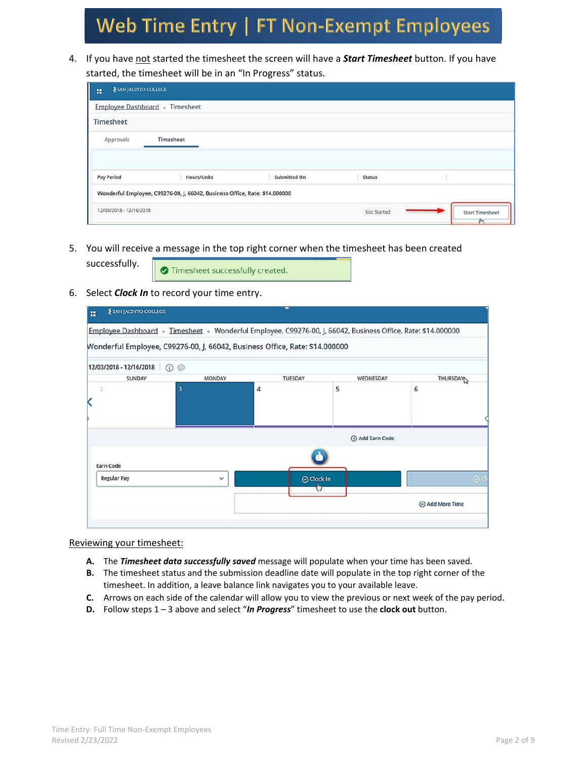4. If you have not started the timesheet the screen will have a ***Start Timesheet*** button. If you have started, the timesheet will be in an "In Progress" status.

5. You will receive a message in the top right corner when the timesheet has been created successfully.

6. Select ***Clock In*** to record your time entry.

Reviewing your timesheet:

**A.** The ***Timesheet data successfully saved*** message will populate when your time has been saved.

**B.** The timesheet status and the submission deadline date will populate in the top right corner of the timesheet. In addition, a leave balance link navigates you to your available leave.

**C.** Arrows on each side of the calendar will allow you to view the previous or next week of the pay period.

**D.** Follow steps 1 – 3 above and select "***In Progress***" timesheet to use the **clock out** button.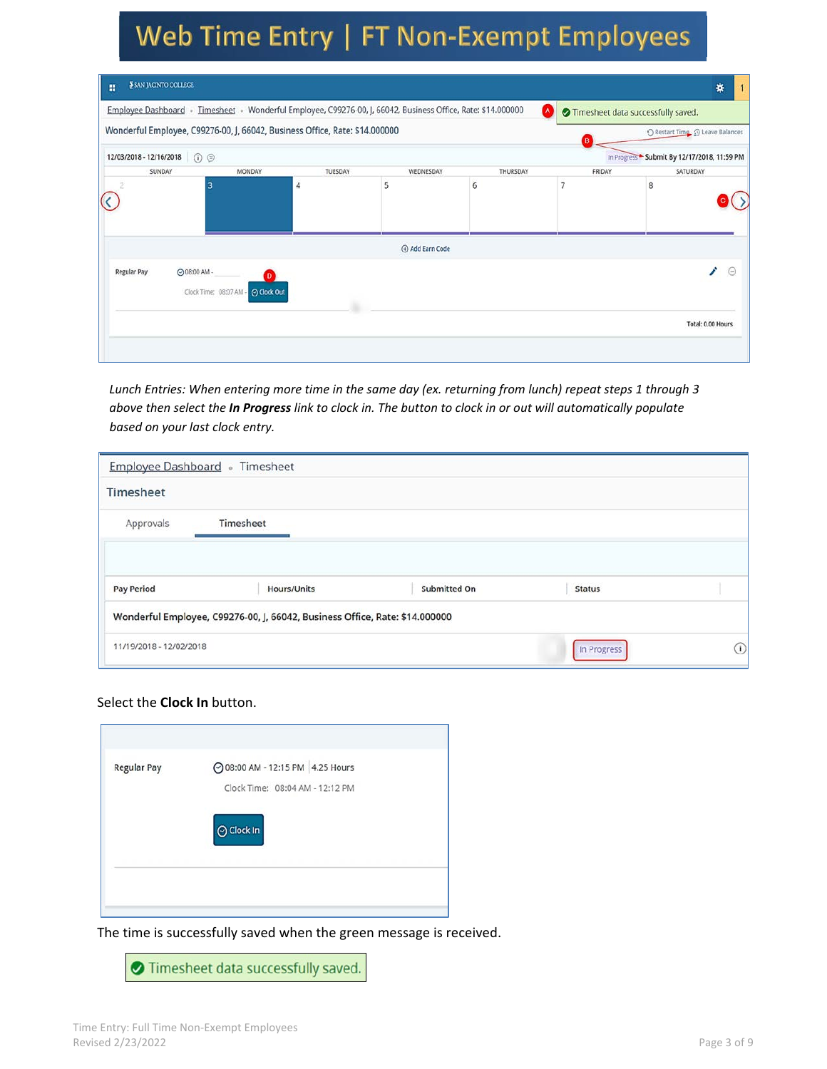# Web Time Entry | FT Non-Exempt Employees

*Lunch Entries: When entering more time in the same day (ex. returning from lunch) repeat steps 1 through 3 above then select the **In Progress** link to clock in. The button to clock in or out will automatically populate based on your last clock entry.*

Select the **Clock In** button.

The time is successfully saved when the green message is received.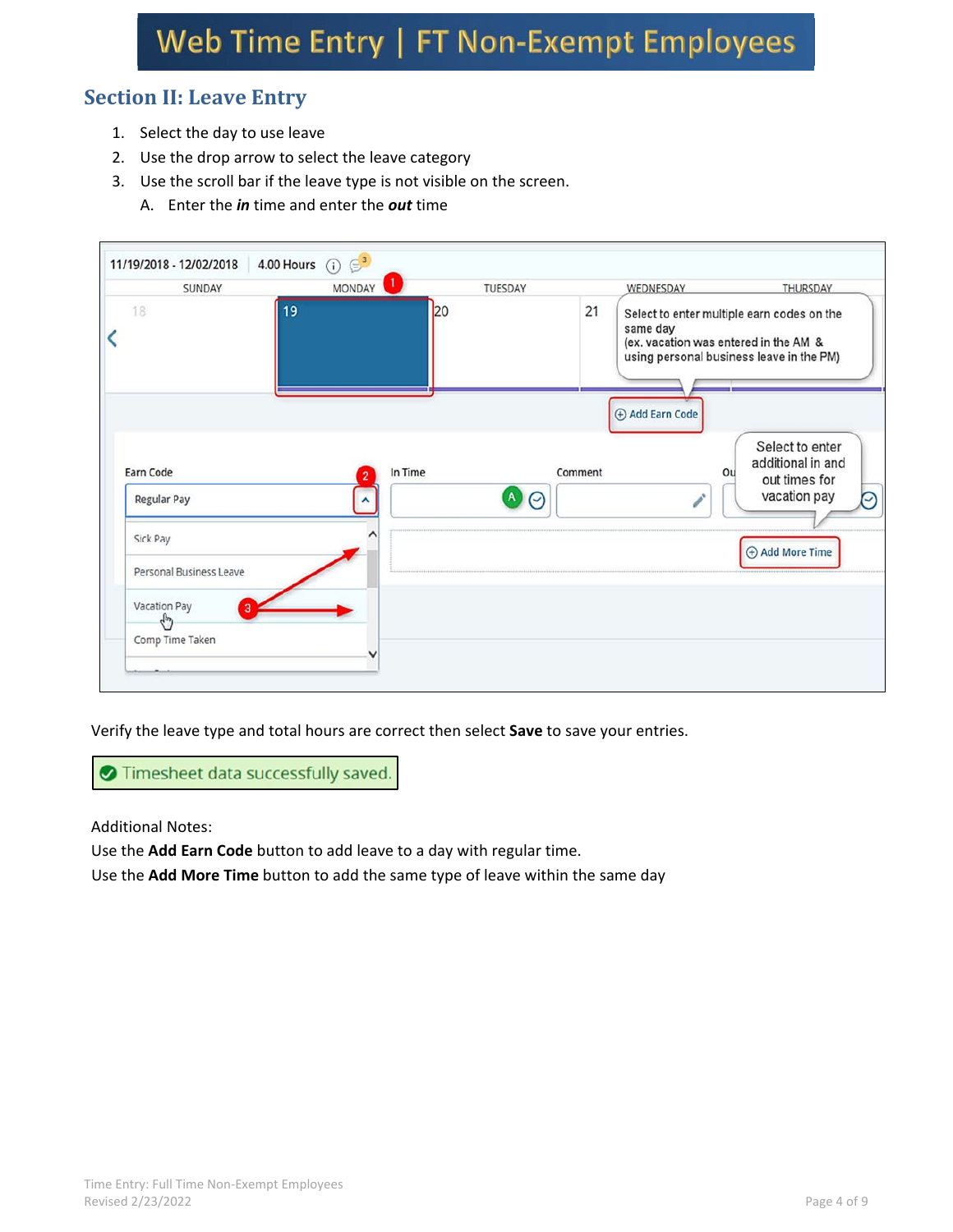## Section II: Leave Entry

1. Select the day to use leave
2. Use the drop arrow to select the leave category
3. Use the scroll bar if the leave type is not visible on the screen.
   A. Enter the ***in*** time and enter the ***out*** time

Verify the leave type and total hours are correct then select **Save** to save your entries.

Timesheet data successfully saved.

Additional Notes:
Use the **Add Earn Code** button to add leave to a day with regular time.
Use the **Add More Time** button to add the same type of leave within the same day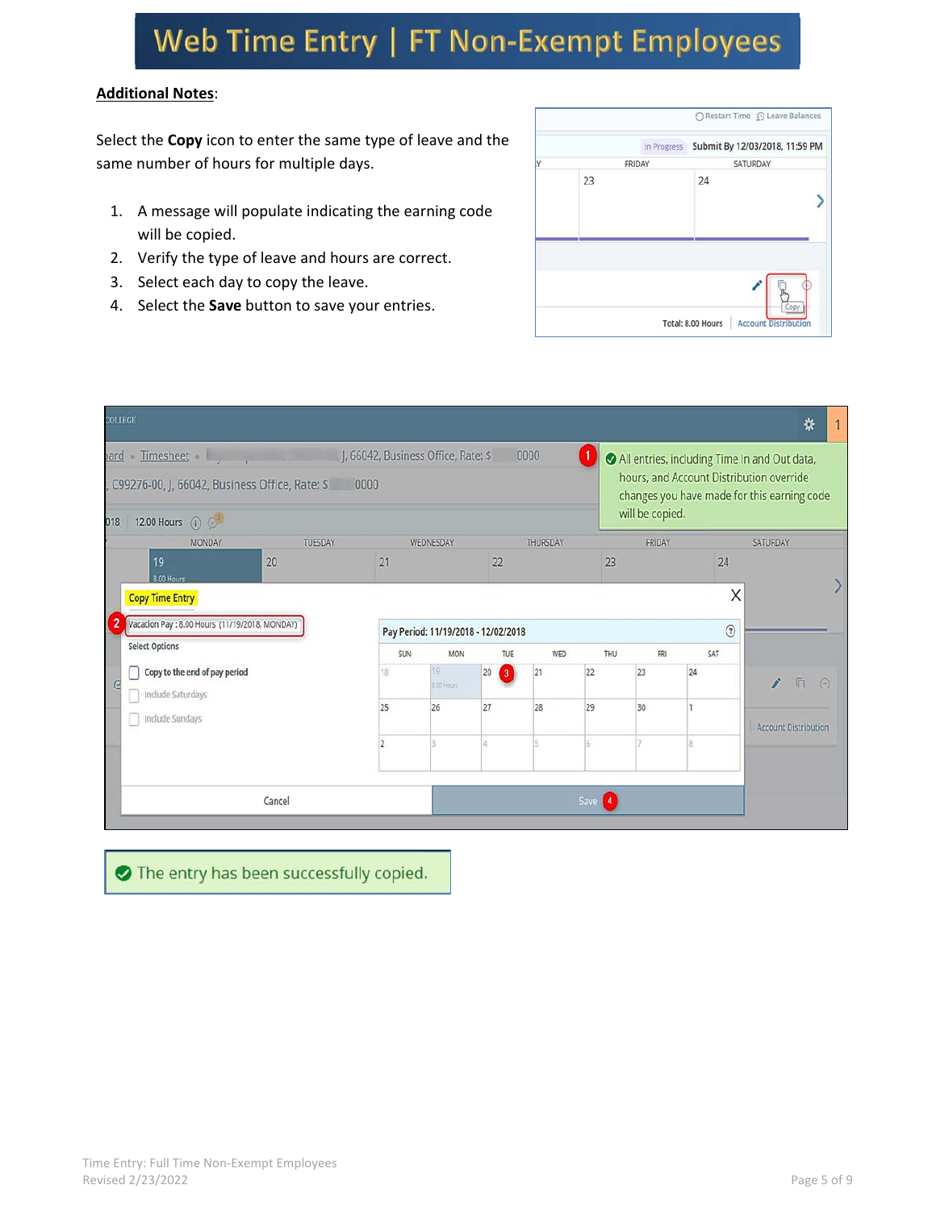**Additional Notes**:

Select the **Copy** icon to enter the same type of leave and the same number of hours for multiple days.

1. A message will populate indicating the earning code will be copied.
2. Verify the type of leave and hours are correct.
3. Select each day to copy the leave.
4. Select the **Save** button to save your entries.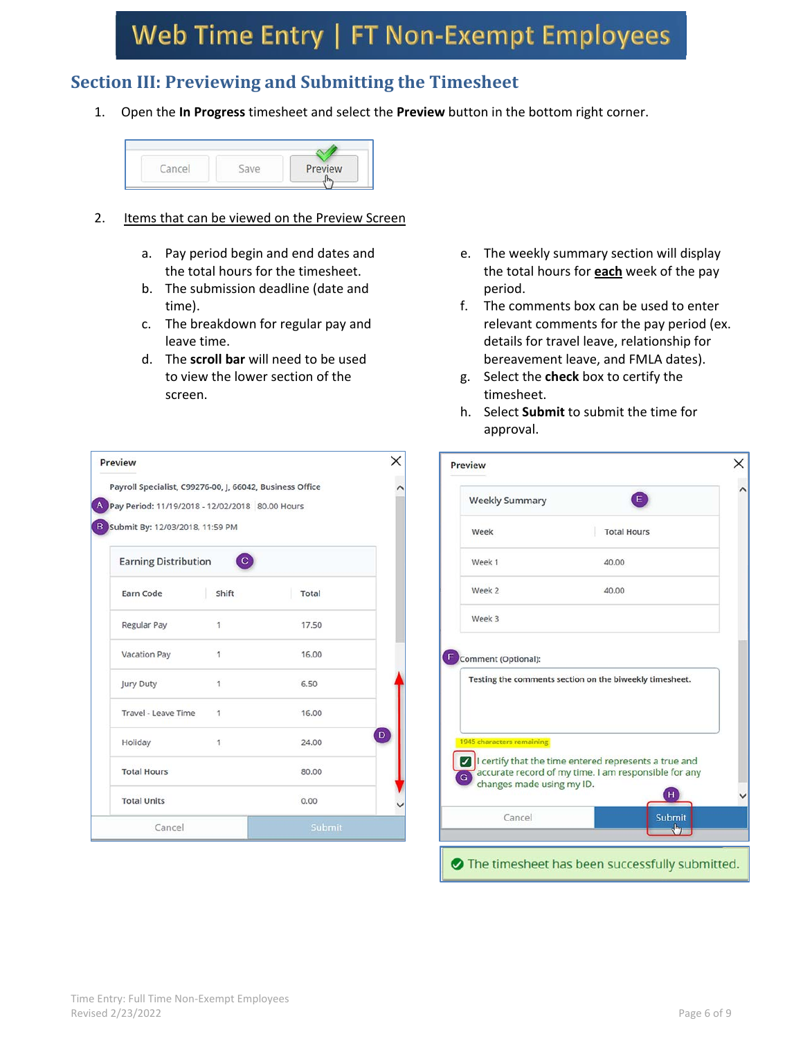# Web Time Entry | FT Non-Exempt Employees

## Section III: Previewing and Submitting the Timesheet

1. Open the **In Progress** timesheet and select the **Preview** button in the bottom right corner.

2. Items that can be viewed on the Preview Screen

   a. Pay period begin and end dates and the total hours for the timesheet.
   b. The submission deadline (date and time).
   c. The breakdown for regular pay and leave time.
   d. The **scroll bar** will need to be used to view the lower section of the screen.
   e. The weekly summary section will display the total hours for **each** week of the pay period.
   f. The comments box can be used to enter relevant comments for the pay period (ex. details for travel leave, relationship for bereavement leave, and FMLA dates).
   g. Select the **check** box to certify the timesheet.
   h. Select **Submit** to submit the time for approval.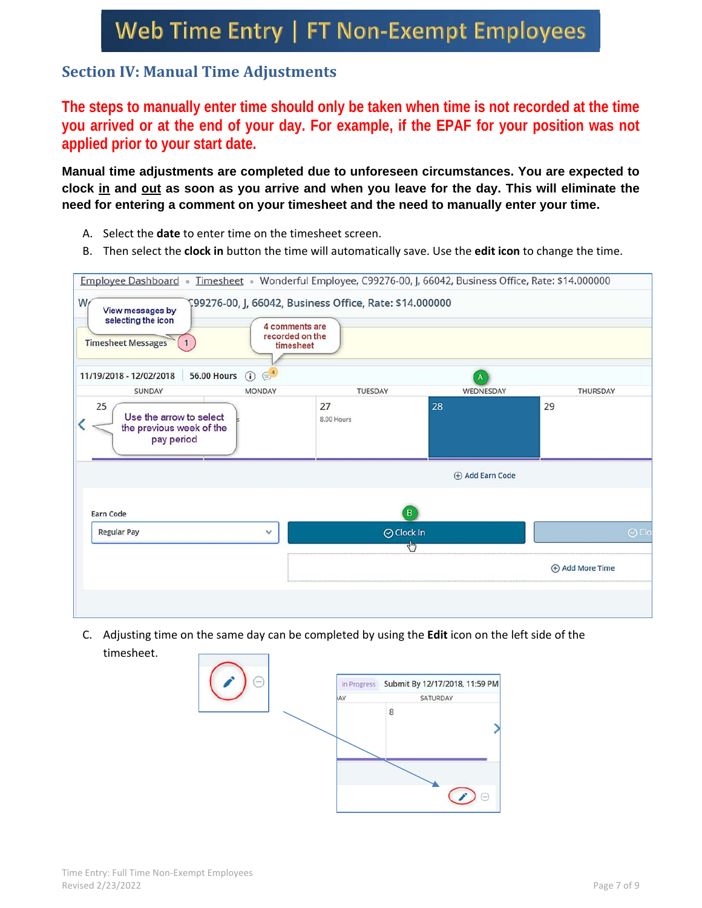# Web Time Entry | FT Non-Exempt Employees

## Section IV: Manual Time Adjustments

**The steps to manually enter time should only be taken when time is not recorded at the time you arrived or at the end of your day. For example, if the EPAF for your position was not applied prior to your start date.**

**Manual time adjustments are completed due to unforeseen circumstances. You are expected to clock <u>in</u> and <u>out</u> as soon as you arrive and when you leave for the day. This will eliminate the need for entering a comment on your timesheet and the need to manually enter your time.**

A. Select the **date** to enter time on the timesheet screen.
B. Then select the **clock in** button the time will automatically save. Use the **edit icon** to change the time.

C. Adjusting time on the same day can be completed by using the **Edit** icon on the left side of the timesheet.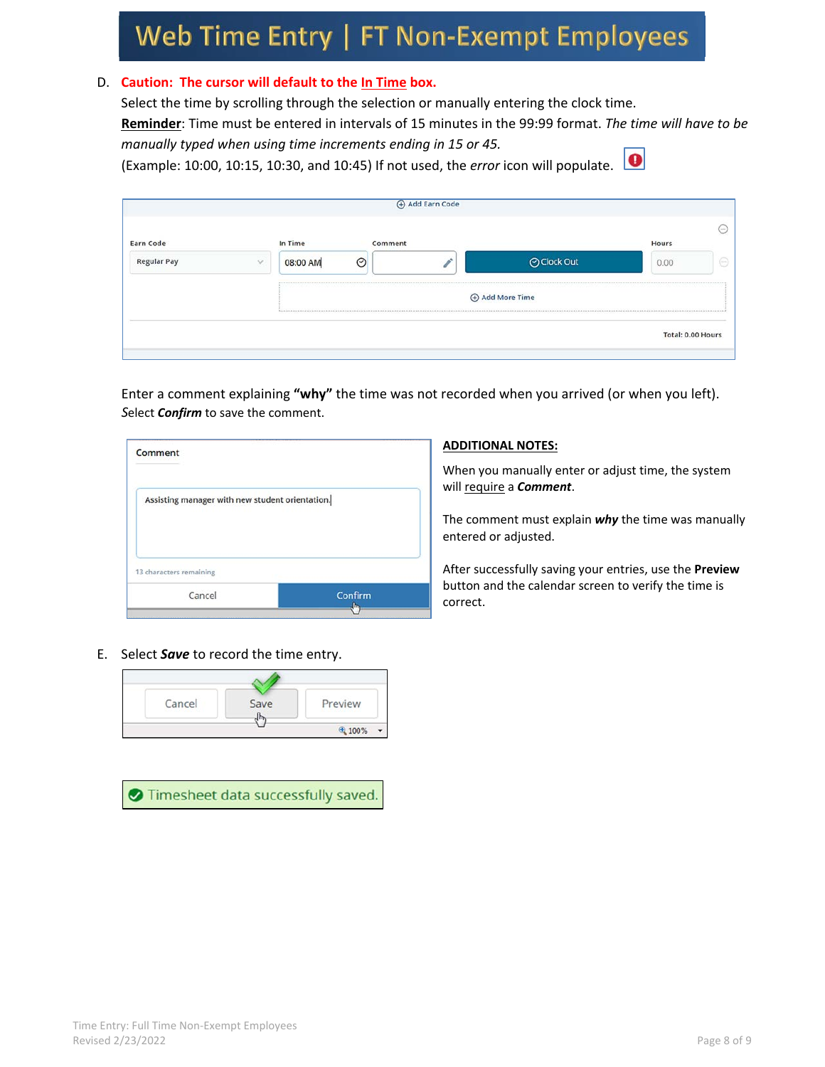D. **Caution: The cursor will default to the <u>In Time</u> box.**
Select the time by scrolling through the selection or manually entering the clock time.
**<u>Reminder</u>**: Time must be entered in intervals of 15 minutes in the 99:99 format. *The time will have to be manually typed when using time increments ending in 15 or 45.*
(Example: 10:00, 10:15, 10:30, and 10:45) If not used, the *error* icon will populate.

Enter a comment explaining **"why"** the time was not recorded when you arrived (or when you left).
Select ***Confirm*** to save the comment.

**<u>ADDITIONAL NOTES:</u>**

When you manually enter or adjust time, the system will <u>require</u> a ***Comment***.

The comment must explain ***why*** the time was manually entered or adjusted.

After successfully saving your entries, use the **Preview** button and the calendar screen to verify the time is correct.

E. Select ***Save*** to record the time entry.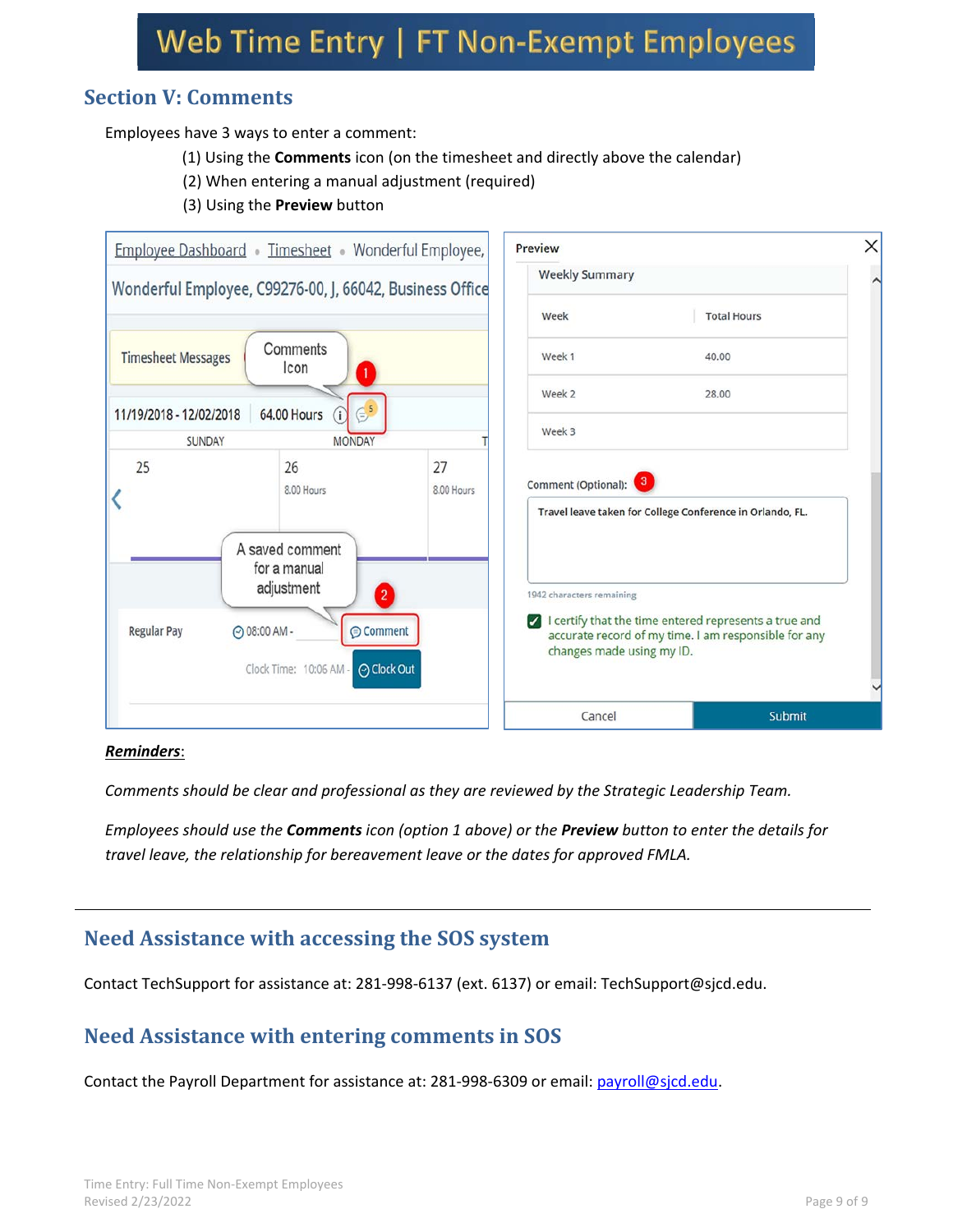# Web Time Entry | FT Non-Exempt Employees

## Section V: Comments

Employees have 3 ways to enter a comment:

(1) Using the **Comments** icon (on the timesheet and directly above the calendar)
(2) When entering a manual adjustment (required)
(3) Using the **Preview** button

***Reminders***:

*Comments should be clear and professional as they are reviewed by the Strategic Leadership Team.*

*Employees should use the **Comments** icon (option 1 above) or the **Preview** button to enter the details for travel leave, the relationship for bereavement leave or the dates for approved FMLA.*

---

## Need Assistance with accessing the SOS system

Contact TechSupport for assistance at: 281-998-6137 (ext. 6137) or email: TechSupport@sjcd.edu.

## Need Assistance with entering comments in SOS

Contact the Payroll Department for assistance at: 281-998-6309 or email: payroll@sjcd.edu.

Time Entry: Full Time Non-Exempt Employees
Revised 2/23/2022